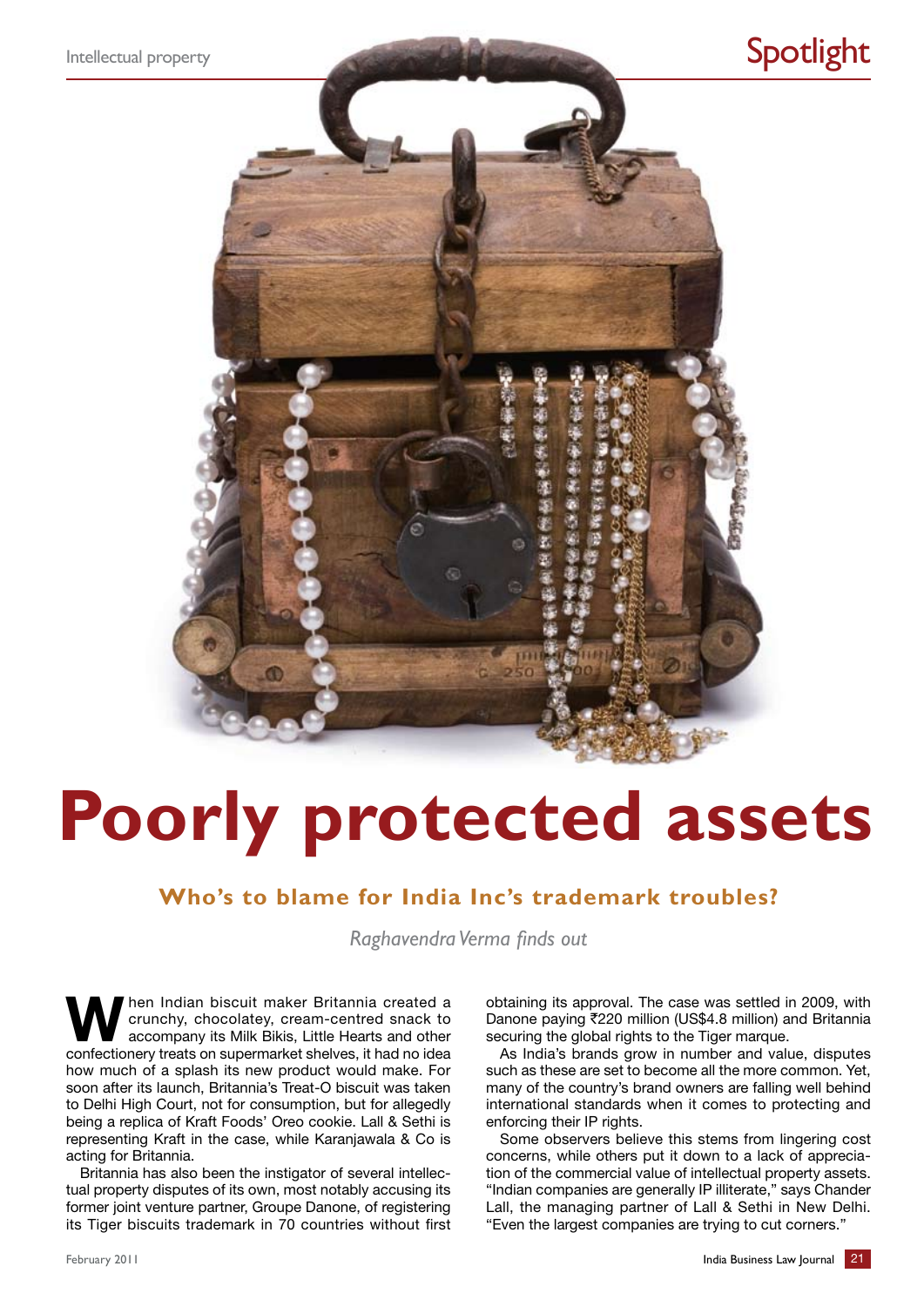# Poorly protected assets

## Who's to blame for India Inc's trademark troubles?

*Raghavendra Verma finds out*

When Indian biscuit maker Britannia created a crunchy, chocolatey, cream-centred snack to accompany its Milk Bikis, Little Hearts and other confectionery treats on supermarket shelves, it had no idea how much of a splash its new product would make. For soon after its launch, Britannia's Treat-O biscuit was taken to Delhi High Court, not for consumption, but for allegedly being a replica of Kraft Foods' Oreo cookie. Lall & Sethi is representing Kraft in the case, while Karanjawala & Co is acting for Britannia.

Britannia has also been the instigator of several intellectual property disputes of its own, most notably accusing its former joint venture partner, Groupe Danone, of registering its Tiger biscuits trademark in 70 countries without first obtaining its approval. The case was settled in 2009, with Danone paying ₹220 million (US$4.8 million) and Britannia securing the global rights to the Tiger marque.

As India's brands grow in number and value, disputes such as these are set to become all the more common. Yet, many of the country's brand owners are falling well behind international standards when it comes to protecting and enforcing their IP rights.

Some observers believe this stems from lingering cost concerns, while others put it down to a lack of appreciation of the commercial value of intellectual property assets. "Indian companies are generally IP illiterate," says Chander Lall, the managing partner of Lall & Sethi in New Delhi. "Even the largest companies are trying to cut corners."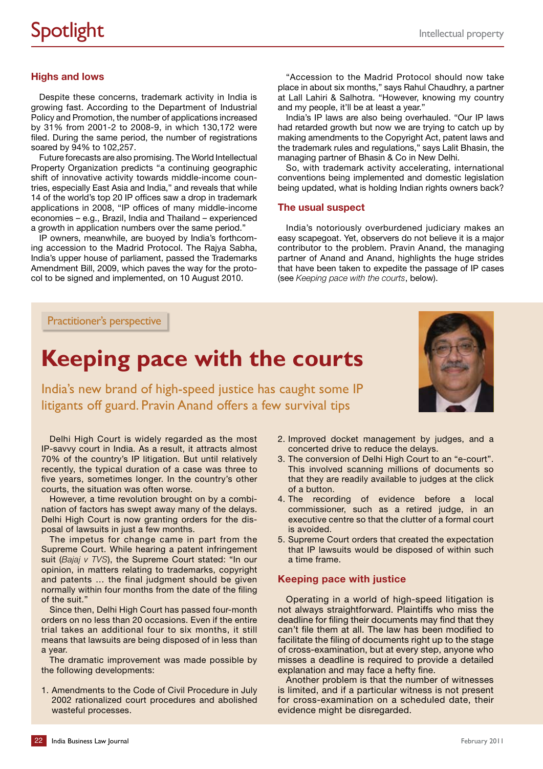## Highs and lows

Despite these concerns, trademark activity in India is growing fast. According to the Department of Industrial Policy and Promotion, the number of applications increased by 31% from 2001-2 to 2008-9, in which 130,172 were filed. During the same period, the number of registrations soared by 94% to 102,257.

Future forecasts are also promising. The World Intellectual Property Organization predicts "a continuing geographic shift of innovative activity towards middle-income countries, especially East Asia and India," and reveals that while 14 of the world's top 20 IP offices saw a drop in trademark applications in 2008, "IP offices of many middle-income economies – e.g., Brazil, India and Thailand – experienced a growth in application numbers over the same period."

IP owners, meanwhile, are buoyed by India's forthcoming accession to the Madrid Protocol. The Rajya Sabha, India's upper house of parliament, passed the Trademarks Amendment Bill, 2009, which paves the way for the protocol to be signed and implemented, on 10 August 2010.

"Accession to the Madrid Protocol should now take place in about six months," says Rahul Chaudhry, a partner at Lall Lahiri & Salhotra. "However, knowing my country and my people, it'll be at least a year."

India's IP laws are also being overhauled. "Our IP laws had retarded growth but now we are trying to catch up by making amendments to the Copyright Act, patent laws and the trademark rules and regulations," says Lalit Bhasin, the managing partner of Bhasin & Co in New Delhi.

So, with trademark activity accelerating, international conventions being implemented and domestic legislation being updated, what is holding Indian rights owners back?

## The usual suspect

India's notoriously overburdened judiciary makes an easy scapegoat. Yet, observers do not believe it is a major contributor to the problem. Pravin Anand, the managing partner of Anand and Anand, highlights the huge strides that have been taken to expedite the passage of IP cases (see *Keeping pace with the courts*, below).

Practitioner's perspective

# Keeping pace with the courts

India's new brand of high-speed justice has caught some IP litigants off guard. Pravin Anand offers a few survival tips

Delhi High Court is widely regarded as the most IP-savvy court in India. As a result, it attracts almost 70% of the country's IP litigation. But until relatively recently, the typical duration of a case was three to five years, sometimes longer. In the country's other courts, the situation was often worse.

However, a time revolution brought on by a combination of factors has swept away many of the delays. Delhi High Court is now granting orders for the disposal of lawsuits in just a few months.

The impetus for change came in part from the Supreme Court. While hearing a patent infringement suit (*Bajaj v TVS*), the Supreme Court stated: "In our opinion, in matters relating to trademarks, copyright and patents … the final judgment should be given normally within four months from the date of the filing of the suit."

Since then, Delhi High Court has passed four-month orders on no less than 20 occasions. Even if the entire trial takes an additional four to six months, it still means that lawsuits are being disposed of in less than a year.

The dramatic improvement was made possible by the following developments:

1. Amendments to the Code of Civil Procedure in July 2002 rationalized court procedures and abolished wasteful processes.
2. Improved docket management by judges, and a concerted drive to reduce the delays.
3. The conversion of Delhi High Court to an "e-court". This involved scanning millions of documents so that they are readily available to judges at the click of a button.
4. The recording of evidence before a local commissioner, such as a retired judge, in an executive centre so that the clutter of a formal court is avoided.
5. Supreme Court orders that created the expectation that IP lawsuits would be disposed of within such a time frame.

## Keeping pace with justice

Operating in a world of high-speed litigation is not always straightforward. Plaintiffs who miss the deadline for filing their documents may find that they can't file them at all. The law has been modified to facilitate the filing of documents right up to the stage of cross-examination, but at every step, anyone who misses a deadline is required to provide a detailed explanation and may face a hefty fine.

Another problem is that the number of witnesses is limited, and if a particular witness is not present for cross-examination on a scheduled date, their evidence might be disregarded.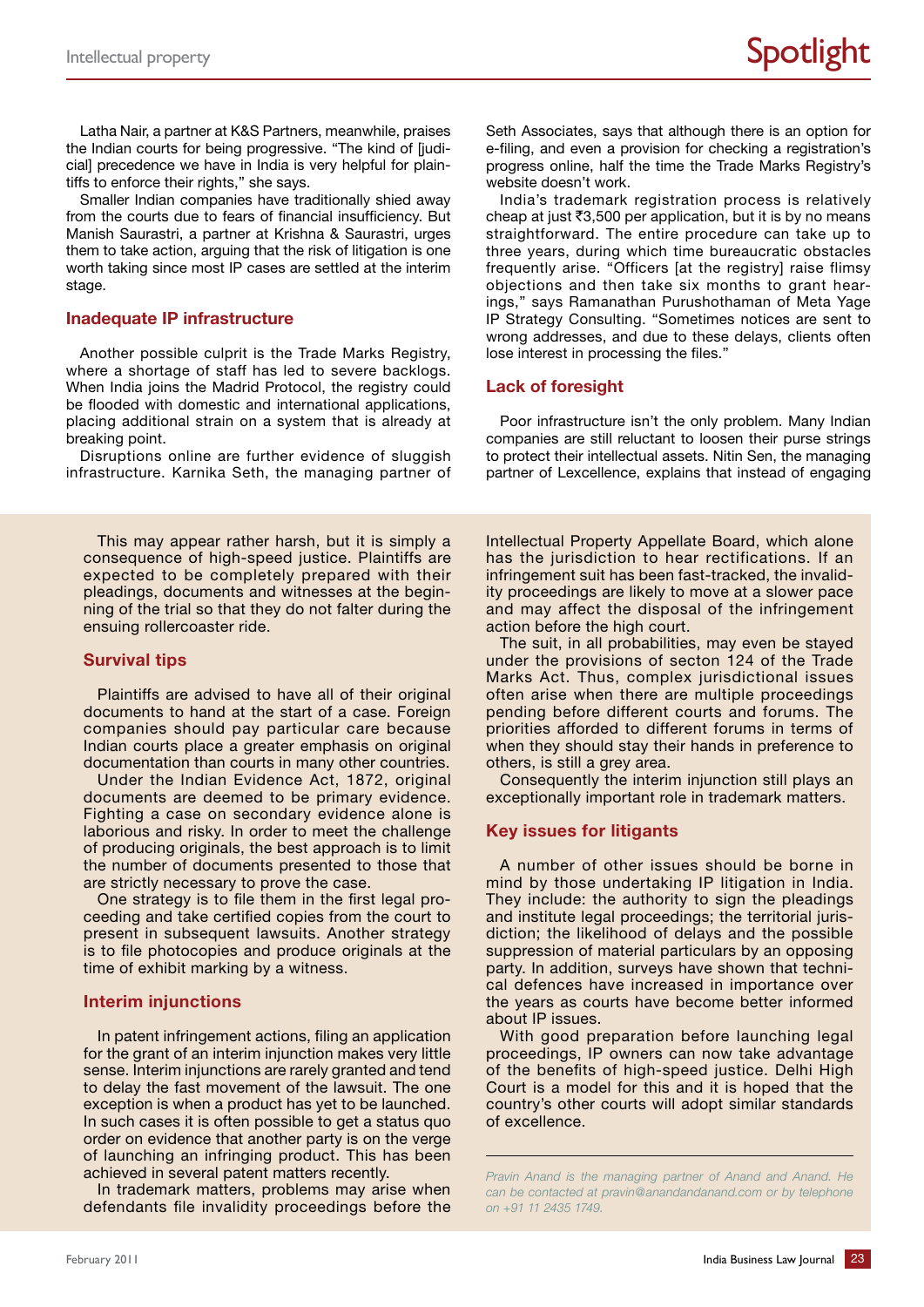Latha Nair, a partner at K&S Partners, meanwhile, praises the Indian courts for being progressive. "The kind of [judicial] precedence we have in India is very helpful for plaintiffs to enforce their rights," she says.

Smaller Indian companies have traditionally shied away from the courts due to fears of financial insufficiency. But Manish Saurastri, a partner at Krishna & Saurastri, urges them to take action, arguing that the risk of litigation is one worth taking since most IP cases are settled at the interim stage.

### Inadequate IP infrastructure

Another possible culprit is the Trade Marks Registry, where a shortage of staff has led to severe backlogs. When India joins the Madrid Protocol, the registry could be flooded with domestic and international applications, placing additional strain on a system that is already at breaking point.

Disruptions online are further evidence of sluggish infrastructure. Karnika Seth, the managing partner of Seth Associates, says that although there is an option for e-filing, and even a provision for checking a registration's progress online, half the time the Trade Marks Registry's website doesn't work.

India's trademark registration process is relatively cheap at just ₹3,500 per application, but it is by no means straightforward. The entire procedure can take up to three years, during which time bureaucratic obstacles frequently arise. "Officers [at the registry] raise flimsy objections and then take six months to grant hearings," says Ramanathan Purushothaman of Meta Yage IP Strategy Consulting. "Sometimes notices are sent to wrong addresses, and due to these delays, clients often lose interest in processing the files."

### Lack of foresight

Poor infrastructure isn't the only problem. Many Indian companies are still reluctant to loosen their purse strings to protect their intellectual assets. Nitin Sen, the managing partner of Lexcellence, explains that instead of engaging

---

This may appear rather harsh, but it is simply a consequence of high-speed justice. Plaintiffs are expected to be completely prepared with their pleadings, documents and witnesses at the beginning of the trial so that they do not falter during the ensuing rollercoaster ride.

### Survival tips

Plaintiffs are advised to have all of their original documents to hand at the start of a case. Foreign companies should pay particular care because Indian courts place a greater emphasis on original documentation than courts in many other countries.

Under the Indian Evidence Act, 1872, original documents are deemed to be primary evidence. Fighting a case on secondary evidence alone is laborious and risky. In order to meet the challenge of producing originals, the best approach is to limit the number of documents presented to those that are strictly necessary to prove the case.

One strategy is to file them in the first legal proceeding and take certified copies from the court to present in subsequent lawsuits. Another strategy is to file photocopies and produce originals at the time of exhibit marking by a witness.

### Interim injunctions

In patent infringement actions, filing an application for the grant of an interim injunction makes very little sense. Interim injunctions are rarely granted and tend to delay the fast movement of the lawsuit. The one exception is when a product has yet to be launched. In such cases it is often possible to get a status quo order on evidence that another party is on the verge of launching an infringing product. This has been achieved in several patent matters recently.

In trademark matters, problems may arise when defendants file invalidity proceedings before the Intellectual Property Appellate Board, which alone has the jurisdiction to hear rectifications. If an infringement suit has been fast-tracked, the invalidity proceedings are likely to move at a slower pace and may affect the disposal of the infringement action before the high court.

The suit, in all probabilities, may even be stayed under the provisions of secton 124 of the Trade Marks Act. Thus, complex jurisdictional issues often arise when there are multiple proceedings pending before different courts and forums. The priorities afforded to different forums in terms of when they should stay their hands in preference to others, is still a grey area.

Consequently the interim injunction still plays an exceptionally important role in trademark matters.

### Key issues for litigants

A number of other issues should be borne in mind by those undertaking IP litigation in India. They include: the authority to sign the pleadings and institute legal proceedings; the territorial jurisdiction; the likelihood of delays and the possible suppression of material particulars by an opposing party. In addition, surveys have shown that technical defences have increased in importance over the years as courts have become better informed about IP issues.

With good preparation before launching legal proceedings, IP owners can now take advantage of the benefits of high-speed justice. Delhi High Court is a model for this and it is hoped that the country's other courts will adopt similar standards of excellence.

*Pravin Anand is the managing partner of Anand and Anand. He can be contacted at pravin@anandandanand.com or by telephone on +91 11 2435 1749.*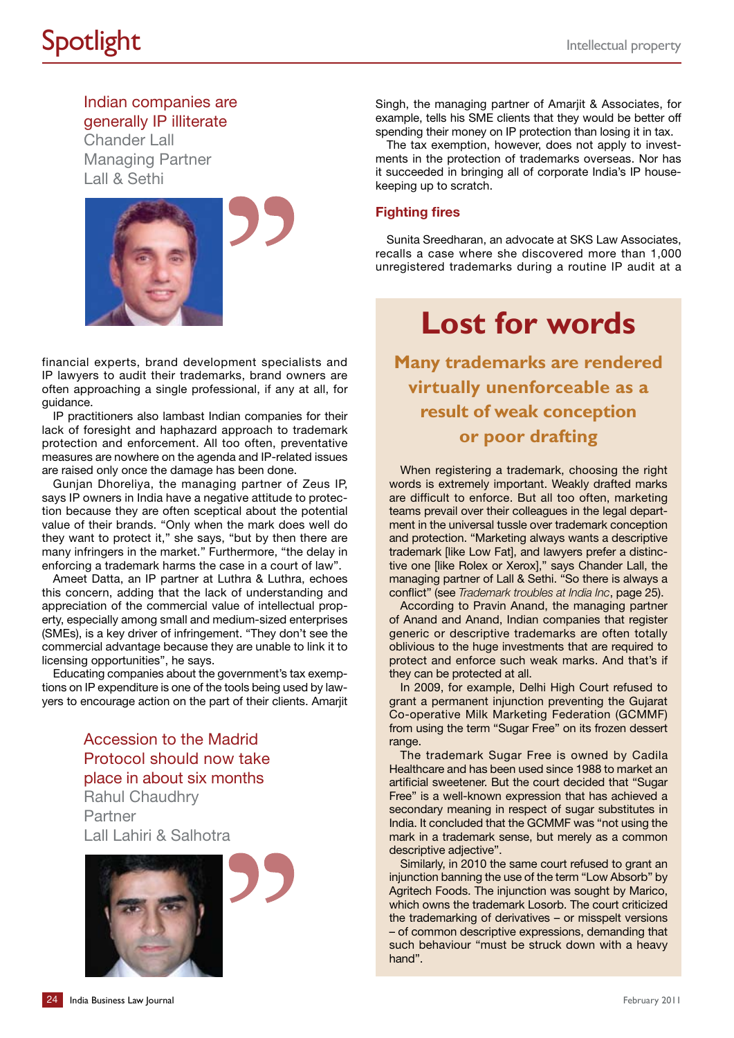> Indian companies are generally IP illiterate
>
> Chander Lall
> Managing Partner
> Lall & Sethi

financial experts, brand development specialists and IP lawyers to audit their trademarks, brand owners are often approaching a single professional, if any at all, for guidance.

IP practitioners also lambast Indian companies for their lack of foresight and haphazard approach to trademark protection and enforcement. All too often, preventative measures are nowhere on the agenda and IP-related issues are raised only once the damage has been done.

Gunjan Dhoreliya, the managing partner of Zeus IP, says IP owners in India have a negative attitude to protection because they are often sceptical about the potential value of their brands. "Only when the mark does well do they want to protect it," she says, "but by then there are many infringers in the market." Furthermore, "the delay in enforcing a trademark harms the case in a court of law".

Ameet Datta, an IP partner at Luthra & Luthra, echoes this concern, adding that the lack of understanding and appreciation of the commercial value of intellectual property, especially among small and medium-sized enterprises (SMEs), is a key driver of infringement. "They don't see the commercial advantage because they are unable to link it to licensing opportunities", he says.

Educating companies about the government's tax exemptions on IP expenditure is one of the tools being used by lawyers to encourage action on the part of their clients. Amarjit Singh, the managing partner of Amarjit & Associates, for example, tells his SME clients that they would be better off spending their money on IP protection than losing it in tax.

> Accession to the Madrid Protocol should now take place in about six months
>
> Rahul Chaudhry
> Partner
> Lall Lahiri & Salhotra

The tax exemption, however, does not apply to investments in the protection of trademarks overseas. Nor has it succeeded in bringing all of corporate India's IP housekeeping up to scratch.

## Fighting fires

Sunita Sreedharan, an advocate at SKS Law Associates, recalls a case where she discovered more than 1,000 unregistered trademarks during a routine IP audit at a

## Lost for words

### Many trademarks are rendered virtually unenforceable as a result of weak conception or poor drafting

When registering a trademark, choosing the right words is extremely important. Weakly drafted marks are difficult to enforce. But all too often, marketing teams prevail over their colleagues in the legal department in the universal tussle over trademark conception and protection. "Marketing always wants a descriptive trademark [like Low Fat], and lawyers prefer a distinctive one [like Rolex or Xerox]," says Chander Lall, the managing partner of Lall & Sethi. "So there is always a conflict" (see *Trademark troubles at India Inc*, page 25).

According to Pravin Anand, the managing partner of Anand and Anand, Indian companies that register generic or descriptive trademarks are often totally oblivious to the huge investments that are required to protect and enforce such weak marks. And that's if they can be protected at all.

In 2009, for example, Delhi High Court refused to grant a permanent injunction preventing the Gujarat Co-operative Milk Marketing Federation (GCMMF) from using the term "Sugar Free" on its frozen dessert range.

The trademark Sugar Free is owned by Cadila Healthcare and has been used since 1988 to market an artificial sweetener. But the court decided that "Sugar Free" is a well-known expression that has achieved a secondary meaning in respect of sugar substitutes in India. It concluded that the GCMMF was "not using the mark in a trademark sense, but merely as a common descriptive adjective".

Similarly, in 2010 the same court refused to grant an injunction banning the use of the term "Low Absorb" by Agritech Foods. The injunction was sought by Marico, which owns the trademark Losorb. The court criticized the trademarking of derivatives – or misspelt versions – of common descriptive expressions, demanding that such behaviour "must be struck down with a heavy hand".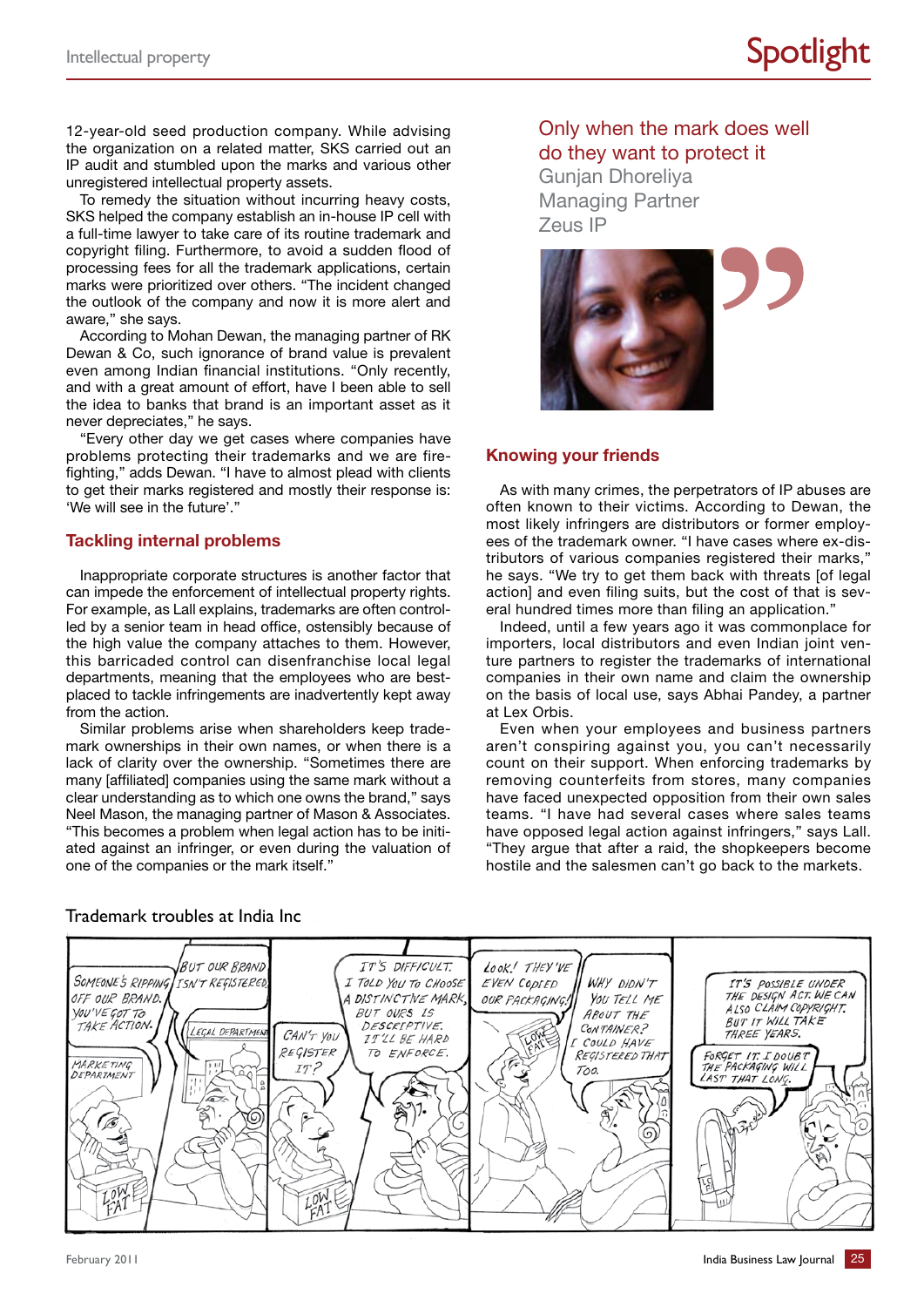12-year-old seed production company. While advising the organization on a related matter, SKS carried out an IP audit and stumbled upon the marks and various other unregistered intellectual property assets.

To remedy the situation without incurring heavy costs, SKS helped the company establish an in-house IP cell with a full-time lawyer to take care of its routine trademark and copyright filing. Furthermore, to avoid a sudden flood of processing fees for all the trademark applications, certain marks were prioritized over others. "The incident changed the outlook of the company and now it is more alert and aware," she says.

According to Mohan Dewan, the managing partner of RK Dewan & Co, such ignorance of brand value is prevalent even among Indian financial institutions. "Only recently, and with a great amount of effort, have I been able to sell the idea to banks that brand is an important asset as it never depreciates," he says.

"Every other day we get cases where companies have problems protecting their trademarks and we are fire-fighting," adds Dewan. "I have to almost plead with clients to get their marks registered and mostly their response is: 'We will see in the future'."

## Tackling internal problems

Inappropriate corporate structures is another factor that can impede the enforcement of intellectual property rights. For example, as Lall explains, trademarks are often controlled by a senior team in head office, ostensibly because of the high value the company attaches to them. However, this barricaded control can disenfranchise local legal departments, meaning that the employees who are best-placed to tackle infringements are inadvertently kept away from the action.

Similar problems arise when shareholders keep trademark ownerships in their own names, or when there is a lack of clarity over the ownership. "Sometimes there are many [affiliated] companies using the same mark without a clear understanding as to which one owns the brand," says Neel Mason, the managing partner of Mason & Associates. "This becomes a problem when legal action has to be initiated against an infringer, or even during the valuation of one of the companies or the mark itself."

> Only when the mark does well do they want to protect it
>
> Gunjan Dhoreliya
> Managing Partner
> Zeus IP

## Knowing your friends

As with many crimes, the perpetrators of IP abuses are often known to their victims. According to Dewan, the most likely infringers are distributors or former employees of the trademark owner. "I have cases where ex-distributors of various companies registered their marks," he says. "We try to get them back with threats [of legal action] and even filing suits, but the cost of that is several hundred times more than filing an application."

Indeed, until a few years ago it was commonplace for importers, local distributors and even Indian joint venture partners to register the trademarks of international companies in their own name and claim the ownership on the basis of local use, says Abhai Pandey, a partner at Lex Orbis.

Even when your employees and business partners aren't conspiring against you, you can't necessarily count on their support. When enforcing trademarks by removing counterfeits from stores, many companies have faced unexpected opposition from their own sales teams. "I have had several cases where sales teams have opposed legal action against infringers," says Lall. "They argue that after a raid, the shopkeepers become hostile and the salesmen can't go back to the markets.

Trademark troubles at India Inc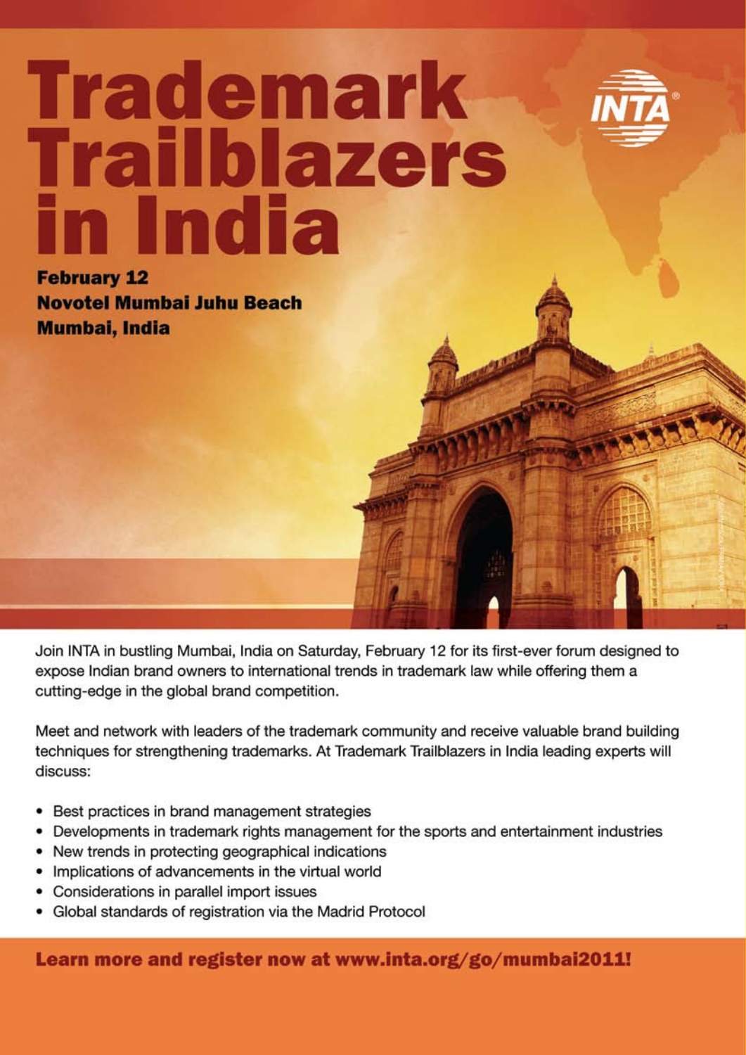# Trademark Trailblazers in India

**February 12**
**Novotel Mumbai Juhu Beach**
**Mumbai, India**

INTA

Join INTA in bustling Mumbai, India on Saturday, February 12 for its first-ever forum designed to expose Indian brand owners to international trends in trademark law while offering them a cutting-edge in the global brand competition.

Meet and network with leaders of the trademark community and receive valuable brand building techniques for strengthening trademarks. At Trademark Trailblazers in India leading experts will discuss:

- Best practices in brand management strategies
- Developments in trademark rights management for the sports and entertainment industries
- New trends in protecting geographical indications
- Implications of advancements in the virtual world
- Considerations in parallel import issues
- Global standards of registration via the Madrid Protocol

**Learn more and register now at www.inta.org/go/mumbai2011!**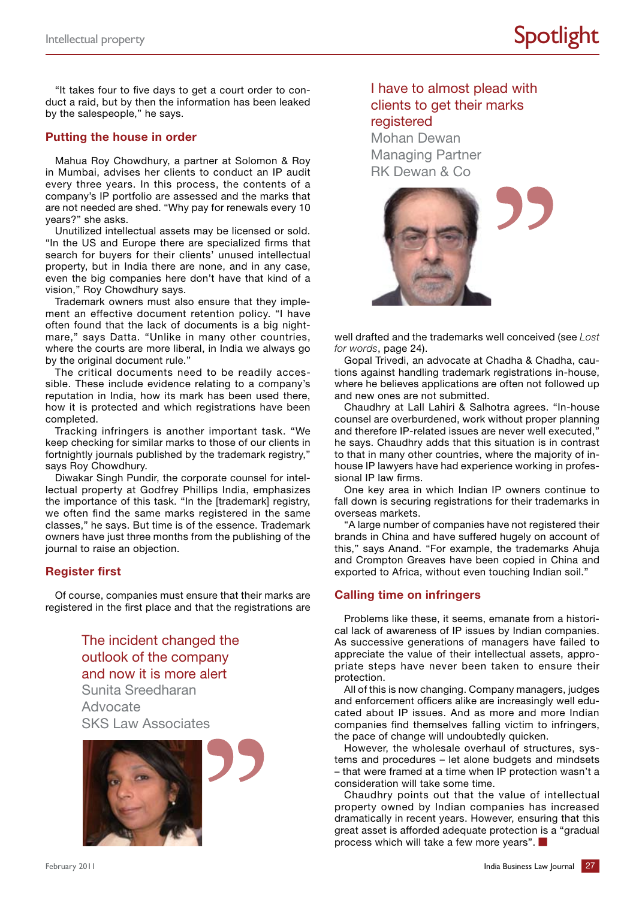"It takes four to five days to get a court order to conduct a raid, but by then the information has been leaked by the salespeople," he says.

### Putting the house in order

Mahua Roy Chowdhury, a partner at Solomon & Roy in Mumbai, advises her clients to conduct an IP audit every three years. In this process, the contents of a company's IP portfolio are assessed and the marks that are not needed are shed. "Why pay for renewals every 10 years?" she asks.

Unutilized intellectual assets may be licensed or sold. "In the US and Europe there are specialized firms that search for buyers for their clients' unused intellectual property, but in India there are none, and in any case, even the big companies here don't have that kind of a vision," Roy Chowdhury says.

Trademark owners must also ensure that they implement an effective document retention policy. "I have often found that the lack of documents is a big nightmare," says Datta. "Unlike in many other countries, where the courts are more liberal, in India we always go by the original document rule."

The critical documents need to be readily accessible. These include evidence relating to a company's reputation in India, how its mark has been used there, how it is protected and which registrations have been completed.

Tracking infringers is another important task. "We keep checking for similar marks to those of our clients in fortnightly journals published by the trademark registry," says Roy Chowdhury.

Diwakar Singh Pundir, the corporate counsel for intellectual property at Godfrey Phillips India, emphasizes the importance of this task. "In the [trademark] registry, we often find the same marks registered in the same classes," he says. But time is of the essence. Trademark owners have just three months from the publishing of the journal to raise an objection.

### Register first

Of course, companies must ensure that their marks are registered in the first place and that the registrations are well drafted and the trademarks well conceived (see *Lost for words*, page 24).

> The incident changed the outlook of the company and now it is more alert
>
> Sunita Sreedharan
> Advocate
> SKS Law Associates

> I have to almost plead with clients to get their marks registered
>
> Mohan Dewan
> Managing Partner
> RK Dewan & Co

Gopal Trivedi, an advocate at Chadha & Chadha, cautions against handling trademark registrations in-house, where he believes applications are often not followed up and new ones are not submitted.

Chaudhry at Lall Lahiri & Salhotra agrees. "In-house counsel are overburdened, work without proper planning and therefore IP-related issues are never well executed," he says. Chaudhry adds that this situation is in contrast to that in many other countries, where the majority of in-house IP lawyers have had experience working in professional IP law firms.

One key area in which Indian IP owners continue to fall down is securing registrations for their trademarks in overseas markets.

"A large number of companies have not registered their brands in China and have suffered hugely on account of this," says Anand. "For example, the trademarks Ahuja and Crompton Greaves have been copied in China and exported to Africa, without even touching Indian soil."

### Calling time on infringers

Problems like these, it seems, emanate from a historical lack of awareness of IP issues by Indian companies. As successive generations of managers have failed to appreciate the value of their intellectual assets, appropriate steps have never been taken to ensure their protection.

All of this is now changing. Company managers, judges and enforcement officers alike are increasingly well educated about IP issues. And as more and more Indian companies find themselves falling victim to infringers, the pace of change will undoubtedly quicken.

However, the wholesale overhaul of structures, systems and procedures – let alone budgets and mindsets – that were framed at a time when IP protection wasn't a consideration will take some time.

Chaudhry points out that the value of intellectual property owned by Indian companies has increased dramatically in recent years. However, ensuring that this great asset is afforded adequate protection is a "gradual process which will take a few more years". ■